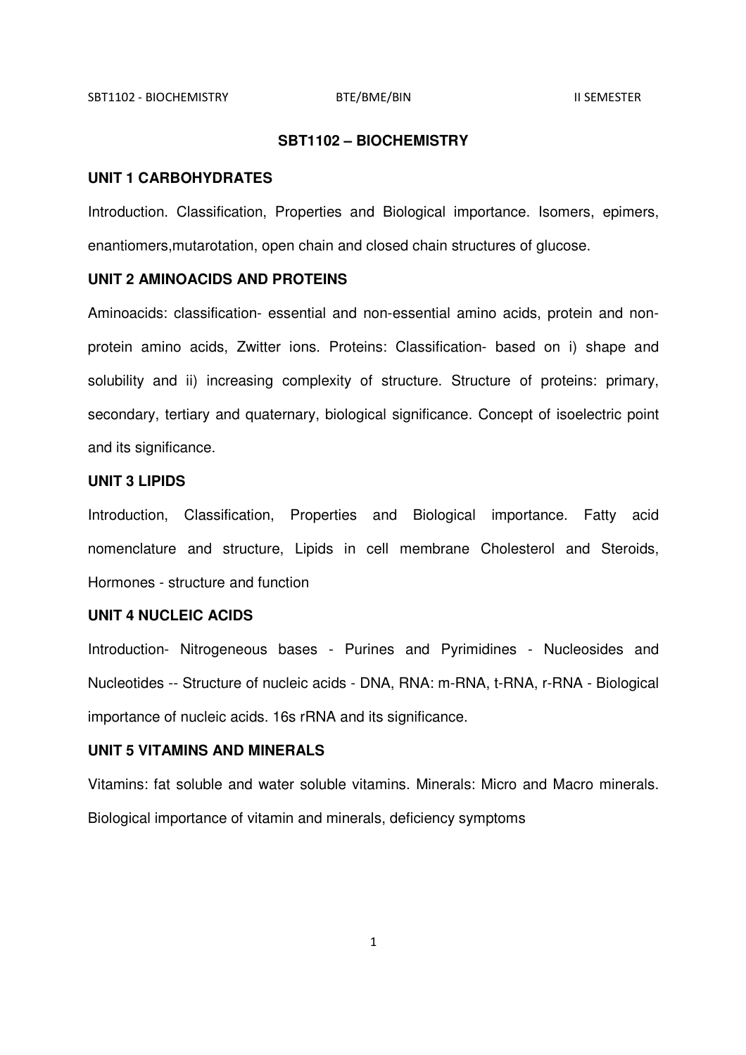# SBT1102 – BIOCHEMISTRY

## UNIT 1 CARBOHYDRATES

Introduction. Classification, Properties and Biological importance. Isomers, epimers, enantiomers,mutarotation, open chain and closed chain structures of glucose.

## UNIT 2 AMINOACIDS AND PROTEINS

Aminoacids: classification- essential and non-essential amino acids, protein and non-protein amino acids, Zwitter ions. Proteins: Classification- based on i) shape and solubility and ii) increasing complexity of structure. Structure of proteins: primary, secondary, tertiary and quaternary, biological significance. Concept of isoelectric point and its significance.

## UNIT 3 LIPIDS

Introduction, Classification, Properties and Biological importance. Fatty acid nomenclature and structure, Lipids in cell membrane Cholesterol and Steroids, Hormones - structure and function

## UNIT 4 NUCLEIC ACIDS

Introduction- Nitrogeneous bases - Purines and Pyrimidines - Nucleosides and Nucleotides -- Structure of nucleic acids - DNA, RNA: m-RNA, t-RNA, r-RNA - Biological importance of nucleic acids. 16s rRNA and its significance.

## UNIT 5 VITAMINS AND MINERALS

Vitamins: fat soluble and water soluble vitamins. Minerals: Micro and Macro minerals. Biological importance of vitamin and minerals, deficiency symptoms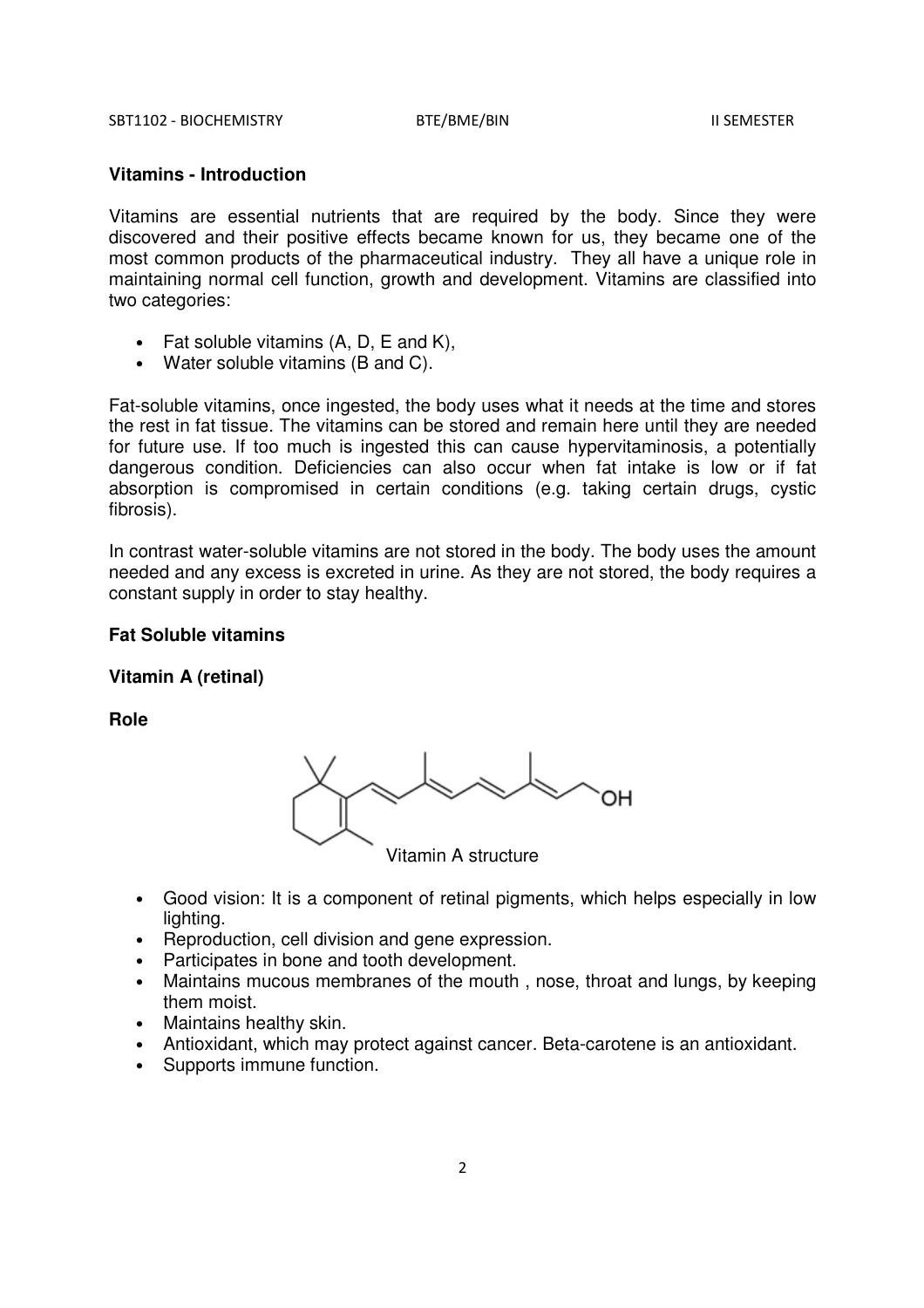## Vitamins - Introduction

Vitamins are essential nutrients that are required by the body. Since they were discovered and their positive effects became known for us, they became one of the most common products of the pharmaceutical industry. They all have a unique role in maintaining normal cell function, growth and development. Vitamins are classified into two categories:

- Fat soluble vitamins (A, D, E and K),
- Water soluble vitamins (B and C).

Fat-soluble vitamins, once ingested, the body uses what it needs at the time and stores the rest in fat tissue. The vitamins can be stored and remain here until they are needed for future use. If too much is ingested this can cause hypervitaminosis, a potentially dangerous condition. Deficiencies can also occur when fat intake is low or if fat absorption is compromised in certain conditions (e.g. taking certain drugs, cystic fibrosis).

In contrast water-soluble vitamins are not stored in the body. The body uses the amount needed and any excess is excreted in urine. As they are not stored, the body requires a constant supply in order to stay healthy.

## Fat Soluble vitamins

### Vitamin A (retinal)

**Role**

Vitamin A structure

- Good vision: It is a component of retinal pigments, which helps especially in low lighting.
- Reproduction, cell division and gene expression.
- Participates in bone and tooth development.
- Maintains mucous membranes of the mouth , nose, throat and lungs, by keeping them moist.
- Maintains healthy skin.
- Antioxidant, which may protect against cancer. Beta-carotene is an antioxidant.
- Supports immune function.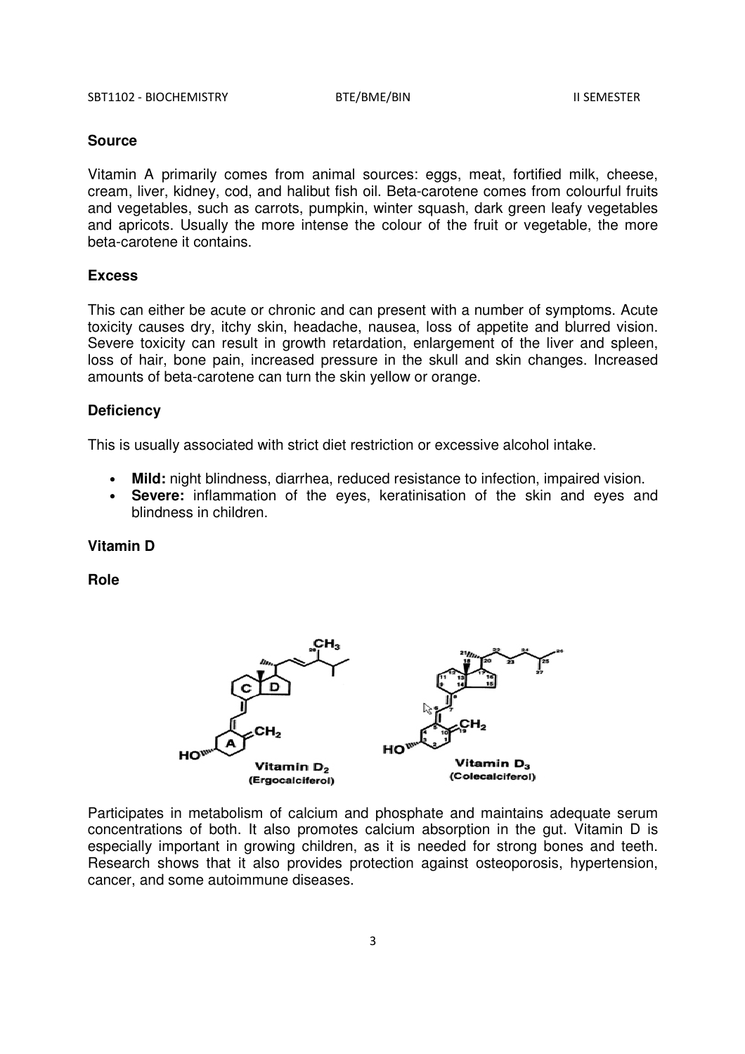### Source

Vitamin A primarily comes from animal sources: eggs, meat, fortified milk, cheese, cream, liver, kidney, cod, and halibut fish oil. Beta-carotene comes from colourful fruits and vegetables, such as carrots, pumpkin, winter squash, dark green leafy vegetables and apricots. Usually the more intense the colour of the fruit or vegetable, the more beta-carotene it contains.

### Excess

This can either be acute or chronic and can present with a number of symptoms. Acute toxicity causes dry, itchy skin, headache, nausea, loss of appetite and blurred vision. Severe toxicity can result in growth retardation, enlargement of the liver and spleen, loss of hair, bone pain, increased pressure in the skull and skin changes. Increased amounts of beta-carotene can turn the skin yellow or orange.

### Deficiency

This is usually associated with strict diet restriction or excessive alcohol intake.

- **Mild:** night blindness, diarrhea, reduced resistance to infection, impaired vision.
- **Severe:** inflammation of the eyes, keratinisation of the skin and eyes and blindness in children.

## Vitamin D

### Role

Vitamin $D_2$ (Ergocalciferol) Vitamin $D_3$ (Colecalciferol)

Participates in metabolism of calcium and phosphate and maintains adequate serum concentrations of both. It also promotes calcium absorption in the gut. Vitamin D is especially important in growing children, as it is needed for strong bones and teeth. Research shows that it also provides protection against osteoporosis, hypertension, cancer, and some autoimmune diseases.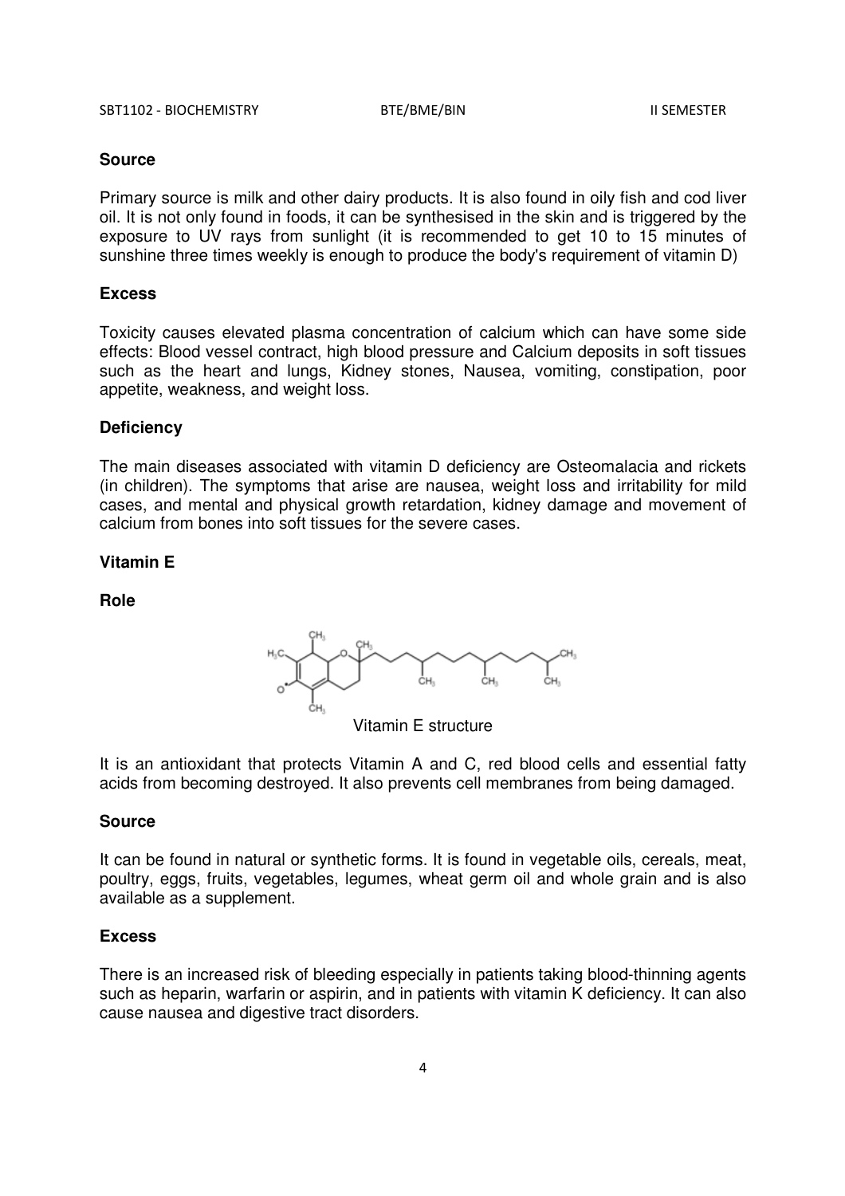**Source**

Primary source is milk and other dairy products. It is also found in oily fish and cod liver oil. It is not only found in foods, it can be synthesised in the skin and is triggered by the exposure to UV rays from sunlight (it is recommended to get 10 to 15 minutes of sunshine three times weekly is enough to produce the body's requirement of vitamin D)

**Excess**

Toxicity causes elevated plasma concentration of calcium which can have some side effects: Blood vessel contract, high blood pressure and Calcium deposits in soft tissues such as the heart and lungs, Kidney stones, Nausea, vomiting, constipation, poor appetite, weakness, and weight loss.

**Deficiency**

The main diseases associated with vitamin D deficiency are Osteomalacia and rickets (in children). The symptoms that arise are nausea, weight loss and irritability for mild cases, and mental and physical growth retardation, kidney damage and movement of calcium from bones into soft tissues for the severe cases.

**Vitamin E**

**Role**

Vitamin E structure

It is an antioxidant that protects Vitamin A and C, red blood cells and essential fatty acids from becoming destroyed. It also prevents cell membranes from being damaged.

**Source**

It can be found in natural or synthetic forms. It is found in vegetable oils, cereals, meat, poultry, eggs, fruits, vegetables, legumes, wheat germ oil and whole grain and is also available as a supplement.

**Excess**

There is an increased risk of bleeding especially in patients taking blood-thinning agents such as heparin, warfarin or aspirin, and in patients with vitamin K deficiency. It can also cause nausea and digestive tract disorders.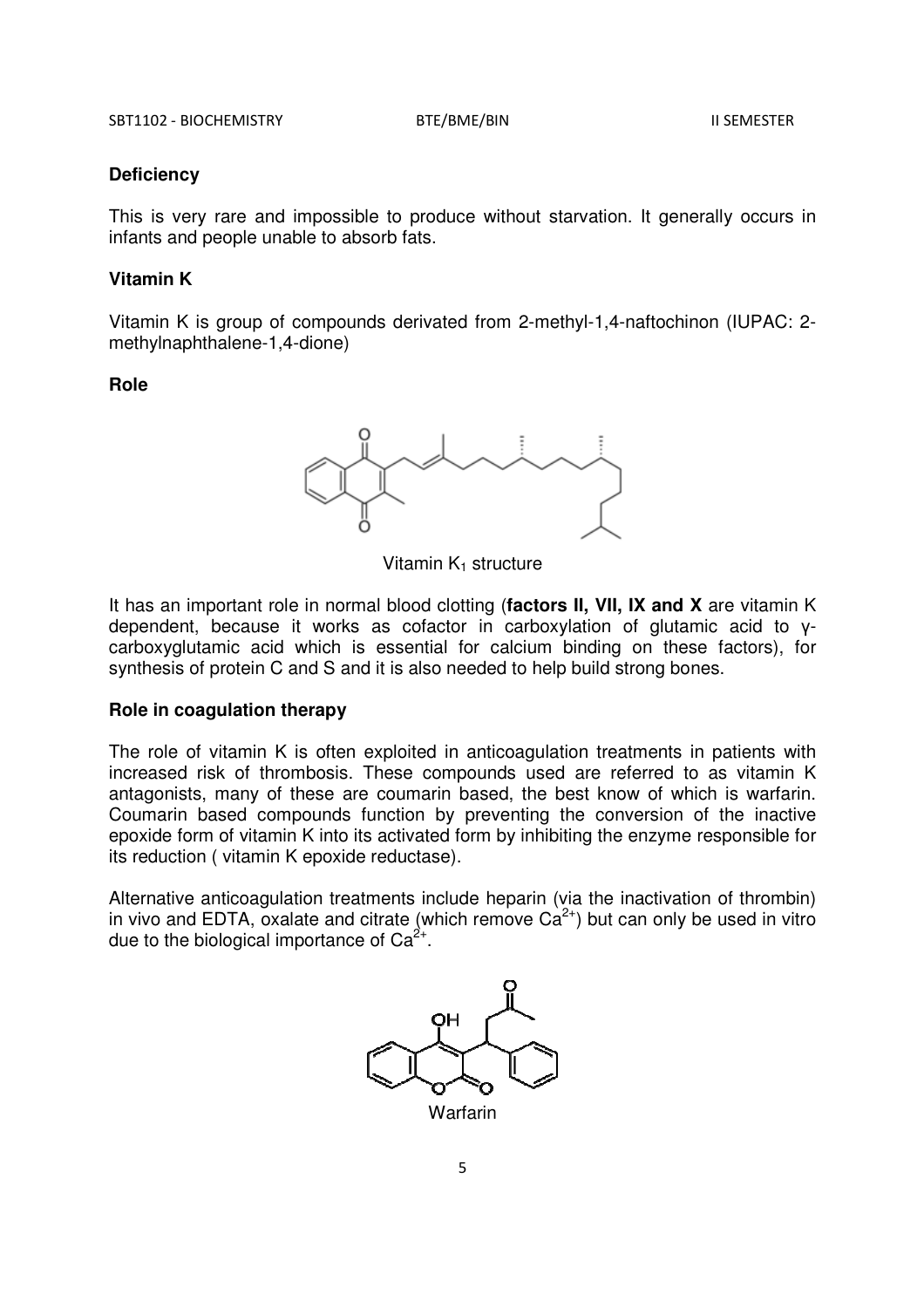**Deficiency**

This is very rare and impossible to produce without starvation. It generally occurs in infants and people unable to absorb fats.

**Vitamin K**

Vitamin K is group of compounds derivated from 2-methyl-1,4-naftochinon (IUPAC: 2-methylnaphthalene-1,4-dione)

**Role**

Vitamin $K_1$ structure

It has an important role in normal blood clotting (**factors II, VII, IX and X** are vitamin K dependent, because it works as cofactor in carboxylation of glutamic acid to γ-carboxyglutamic acid which is essential for calcium binding on these factors), for synthesis of protein C and S and it is also needed to help build strong bones.

**Role in coagulation therapy**

The role of vitamin K is often exploited in anticoagulation treatments in patients with increased risk of thrombosis. These compounds used are referred to as vitamin K antagonists, many of these are coumarin based, the best know of which is warfarin. Coumarin based compounds function by preventing the conversion of the inactive epoxide form of vitamin K into its activated form by inhibiting the enzyme responsible for its reduction ( vitamin K epoxide reductase).

Alternative anticoagulation treatments include heparin (via the inactivation of thrombin) in vivo and EDTA, oxalate and citrate (which remove $Ca^{2+}$) but can only be used in vitro due to the biological importance of $Ca^{2+}$.

Warfarin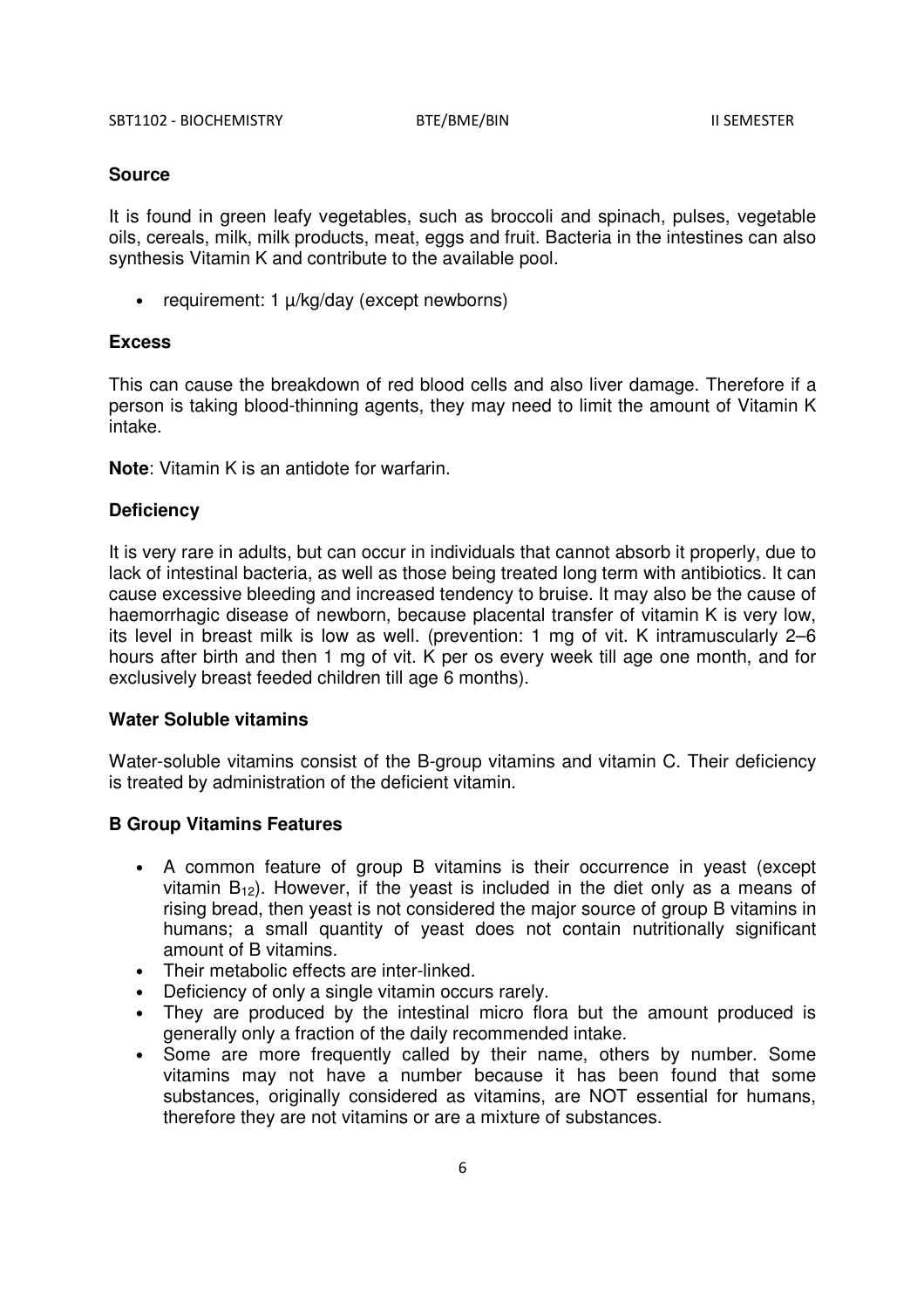**Source**

It is found in green leafy vegetables, such as broccoli and spinach, pulses, vegetable oils, cereals, milk, milk products, meat, eggs and fruit. Bacteria in the intestines can also synthesis Vitamin K and contribute to the available pool.

- requirement: 1 µ/kg/day (except newborns)

**Excess**

This can cause the breakdown of red blood cells and also liver damage. Therefore if a person is taking blood-thinning agents, they may need to limit the amount of Vitamin K intake.

**Note**: Vitamin K is an antidote for warfarin.

**Deficiency**

It is very rare in adults, but can occur in individuals that cannot absorb it properly, due to lack of intestinal bacteria, as well as those being treated long term with antibiotics. It can cause excessive bleeding and increased tendency to bruise. It may also be the cause of haemorrhagic disease of newborn, because placental transfer of vitamin K is very low, its level in breast milk is low as well. (prevention: 1 mg of vit. K intramuscularly 2–6 hours after birth and then 1 mg of vit. K per os every week till age one month, and for exclusively breast feeded children till age 6 months).

**Water Soluble vitamins**

Water-soluble vitamins consist of the B-group vitamins and vitamin C. Their deficiency is treated by administration of the deficient vitamin.

**B Group Vitamins Features**

- A common feature of group B vitamins is their occurrence in yeast (except vitamin $B_{12}$). However, if the yeast is included in the diet only as a means of rising bread, then yeast is not considered the major source of group B vitamins in humans; a small quantity of yeast does not contain nutritionally significant amount of B vitamins.
- Their metabolic effects are inter-linked.
- Deficiency of only a single vitamin occurs rarely.
- They are produced by the intestinal micro flora but the amount produced is generally only a fraction of the daily recommended intake.
- Some are more frequently called by their name, others by number. Some vitamins may not have a number because it has been found that some substances, originally considered as vitamins, are NOT essential for humans, therefore they are not vitamins or are a mixture of substances.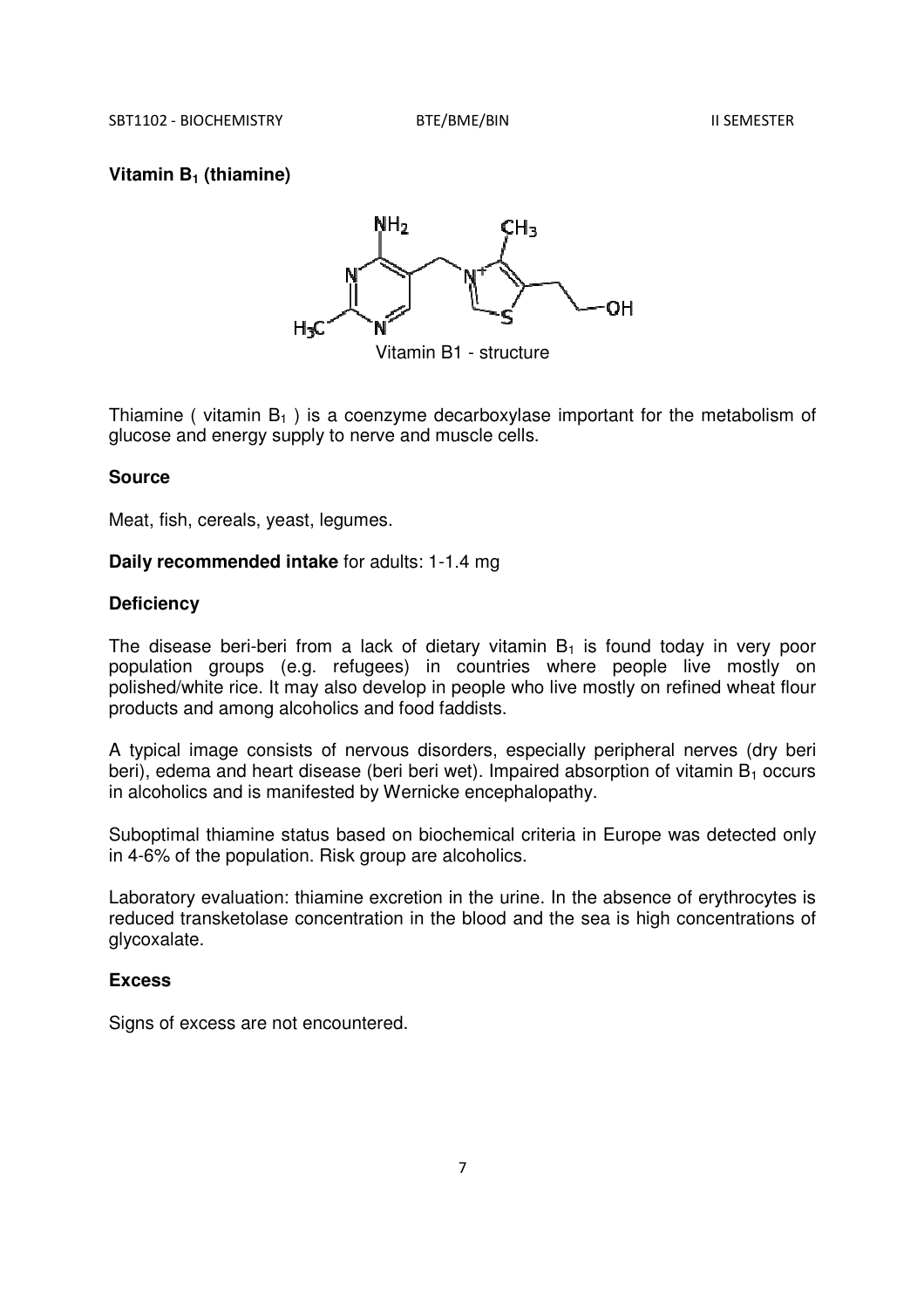**Vitamin $B_1$ (thiamine)**

Vitamin B1 - structure

Thiamine ( vitamin $B_1$ ) is a coenzyme decarboxylase important for the metabolism of glucose and energy supply to nerve and muscle cells.

**Source**

Meat, fish, cereals, yeast, legumes.

**Daily recommended intake** for adults: 1-1.4 mg

**Deficiency**

The disease beri-beri from a lack of dietary vitamin $B_1$ is found today in very poor population groups (e.g. refugees) in countries where people live mostly on polished/white rice. It may also develop in people who live mostly on refined wheat flour products and among alcoholics and food faddists.

A typical image consists of nervous disorders, especially peripheral nerves (dry beri beri), edema and heart disease (beri beri wet). Impaired absorption of vitamin $B_1$ occurs in alcoholics and is manifested by Wernicke encephalopathy.

Suboptimal thiamine status based on biochemical criteria in Europe was detected only in 4-6% of the population. Risk group are alcoholics.

Laboratory evaluation: thiamine excretion in the urine. In the absence of erythrocytes is reduced transketolase concentration in the blood and the sea is high concentrations of glycoxalate.

**Excess**

Signs of excess are not encountered.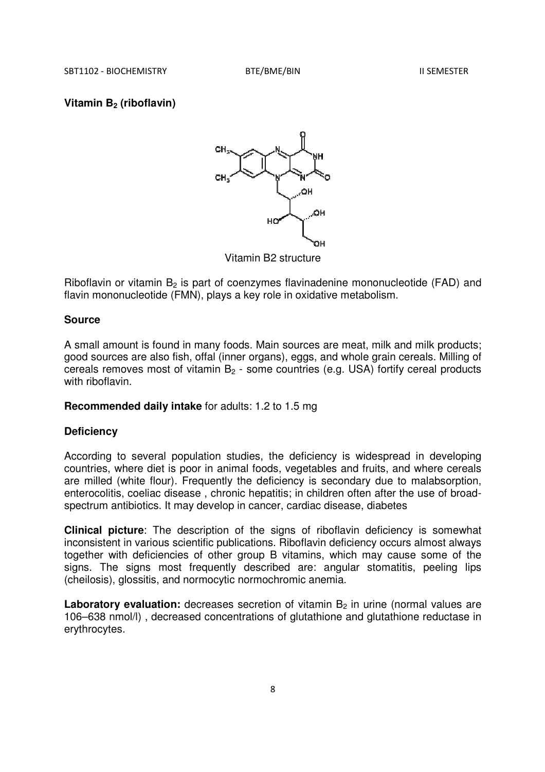**Vitamin $B_2$ (riboflavin)**

Vitamin B2 structure

Riboflavin or vitamin $B_2$ is part of coenzymes flavinadenine mononucleotide (FAD) and flavin mononucleotide (FMN), plays a key role in oxidative metabolism.

**Source**

A small amount is found in many foods. Main sources are meat, milk and milk products; good sources are also fish, offal (inner organs), eggs, and whole grain cereals. Milling of cereals removes most of vitamin $B_2$ - some countries (e.g. USA) fortify cereal products with riboflavin.

**Recommended daily intake** for adults: 1.2 to 1.5 mg

**Deficiency**

According to several population studies, the deficiency is widespread in developing countries, where diet is poor in animal foods, vegetables and fruits, and where cereals are milled (white flour). Frequently the deficiency is secondary due to malabsorption, enterocolitis, coeliac disease , chronic hepatitis; in children often after the use of broad-spectrum antibiotics. It may develop in cancer, cardiac disease, diabetes

**Clinical picture**: The description of the signs of riboflavin deficiency is somewhat inconsistent in various scientific publications. Riboflavin deficiency occurs almost always together with deficiencies of other group B vitamins, which may cause some of the signs. The signs most frequently described are: angular stomatitis, peeling lips (cheilosis), glossitis, and normocytic normochromic anemia.

**Laboratory evaluation:** decreases secretion of vitamin $B_2$ in urine (normal values are 106–638 nmol/l) , decreased concentrations of glutathione and glutathione reductase in erythrocytes.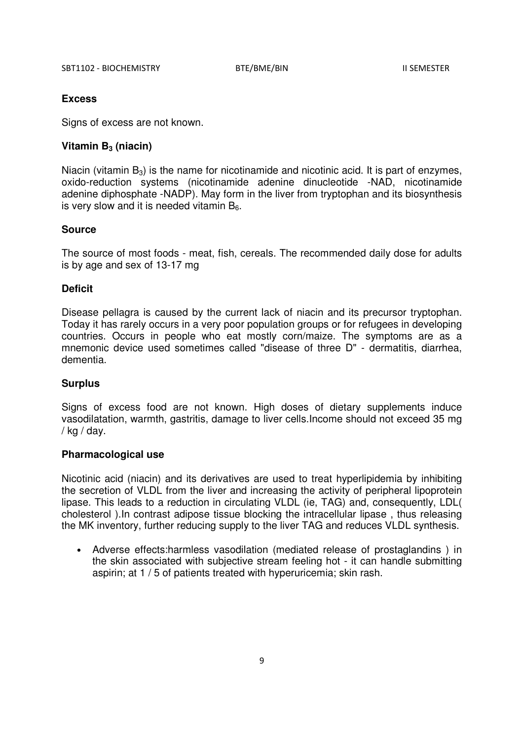**Excess**

Signs of excess are not known.

**Vitamin $B_3$ (niacin)**

Niacin (vitamin $B_3$) is the name for nicotinamide and nicotinic acid. It is part of enzymes, oxido-reduction systems (nicotinamide adenine dinucleotide -NAD, nicotinamide adenine diphosphate -NADP). May form in the liver from tryptophan and its biosynthesis is very slow and it is needed vitamin $B_6$.

**Source**

The source of most foods - meat, fish, cereals. The recommended daily dose for adults is by age and sex of 13-17 mg

**Deficit**

Disease pellagra is caused by the current lack of niacin and its precursor tryptophan. Today it has rarely occurs in a very poor population groups or for refugees in developing countries. Occurs in people who eat mostly corn/maize. The symptoms are as a mnemonic device used sometimes called "disease of three D" - dermatitis, diarrhea, dementia.

**Surplus**

Signs of excess food are not known. High doses of dietary supplements induce vasodilatation, warmth, gastritis, damage to liver cells.Income should not exceed 35 mg / kg / day.

**Pharmacological use**

Nicotinic acid (niacin) and its derivatives are used to treat hyperlipidemia by inhibiting the secretion of VLDL from the liver and increasing the activity of peripheral lipoprotein lipase. This leads to a reduction in circulating VLDL (ie, TAG) and, consequently, LDL( cholesterol ).In contrast adipose tissue blocking the intracellular lipase , thus releasing the MK inventory, further reducing supply to the liver TAG and reduces VLDL synthesis.

- Adverse effects:harmless vasodilation (mediated release of prostaglandins ) in the skin associated with subjective stream feeling hot - it can handle submitting aspirin; at 1 / 5 of patients treated with hyperuricemia; skin rash.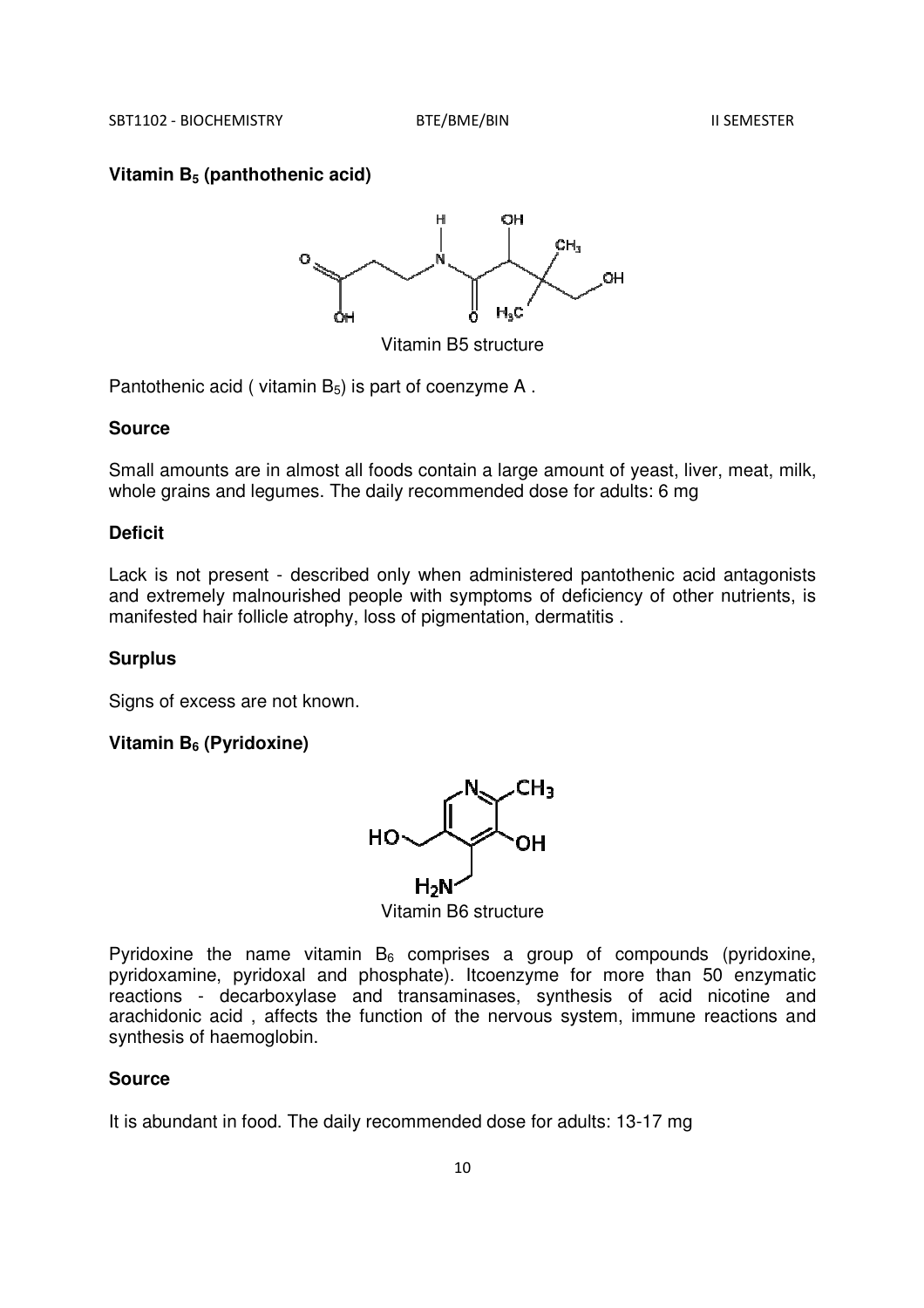### Vitamin $B_5$ (panthothenic acid)

Vitamin B5 structure

Pantothenic acid ( vitamin $B_5$) is part of coenzyme A .

**Source**

Small amounts are in almost all foods contain a large amount of yeast, liver, meat, milk, whole grains and legumes. The daily recommended dose for adults: 6 mg

**Deficit**

Lack is not present - described only when administered pantothenic acid antagonists and extremely malnourished people with symptoms of deficiency of other nutrients, is manifested hair follicle atrophy, loss of pigmentation, dermatitis .

**Surplus**

Signs of excess are not known.

### Vitamin $B_6$ (Pyridoxine)

Vitamin B6 structure

Pyridoxine the name vitamin $B_6$ comprises a group of compounds (pyridoxine, pyridoxamine, pyridoxal and phosphate). Itcoenzyme for more than 50 enzymatic reactions - decarboxylase and transaminases, synthesis of acid nicotine and arachidonic acid , affects the function of the nervous system, immune reactions and synthesis of haemoglobin.

**Source**

It is abundant in food. The daily recommended dose for adults: 13-17 mg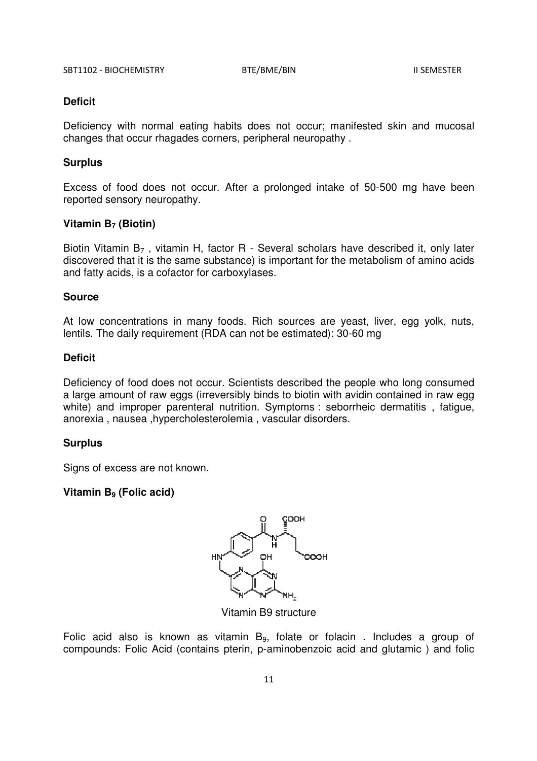**Deficit**

Deficiency with normal eating habits does not occur; manifested skin and mucosal changes that occur rhagades corners, peripheral neuropathy .

**Surplus**

Excess of food does not occur. After a prolonged intake of 50-500 mg have been reported sensory neuropathy.

**Vitamin $B_7$ (Biotin)**

Biotin Vitamin $B_7$ , vitamin H, factor R - Several scholars have described it, only later discovered that it is the same substance) is important for the metabolism of amino acids and fatty acids, is a cofactor for carboxylases.

**Source**

At low concentrations in many foods. Rich sources are yeast, liver, egg yolk, nuts, lentils. The daily requirement (RDA can not be estimated): 30-60 mg

**Deficit**

Deficiency of food does not occur. Scientists described the people who long consumed a large amount of raw eggs (irreversibly binds to biotin with avidin contained in raw egg white) and improper parenteral nutrition. Symptoms : seborrheic dermatitis , fatigue, anorexia , nausea ,hypercholesterolemia , vascular disorders.

**Surplus**

Signs of excess are not known.

**Vitamin $B_9$ (Folic acid)**

Vitamin B9 structure

Folic acid also is known as vitamin $B_9$, folate or folacin . Includes a group of compounds: Folic Acid (contains pterin, p-aminobenzoic acid and glutamic ) and folic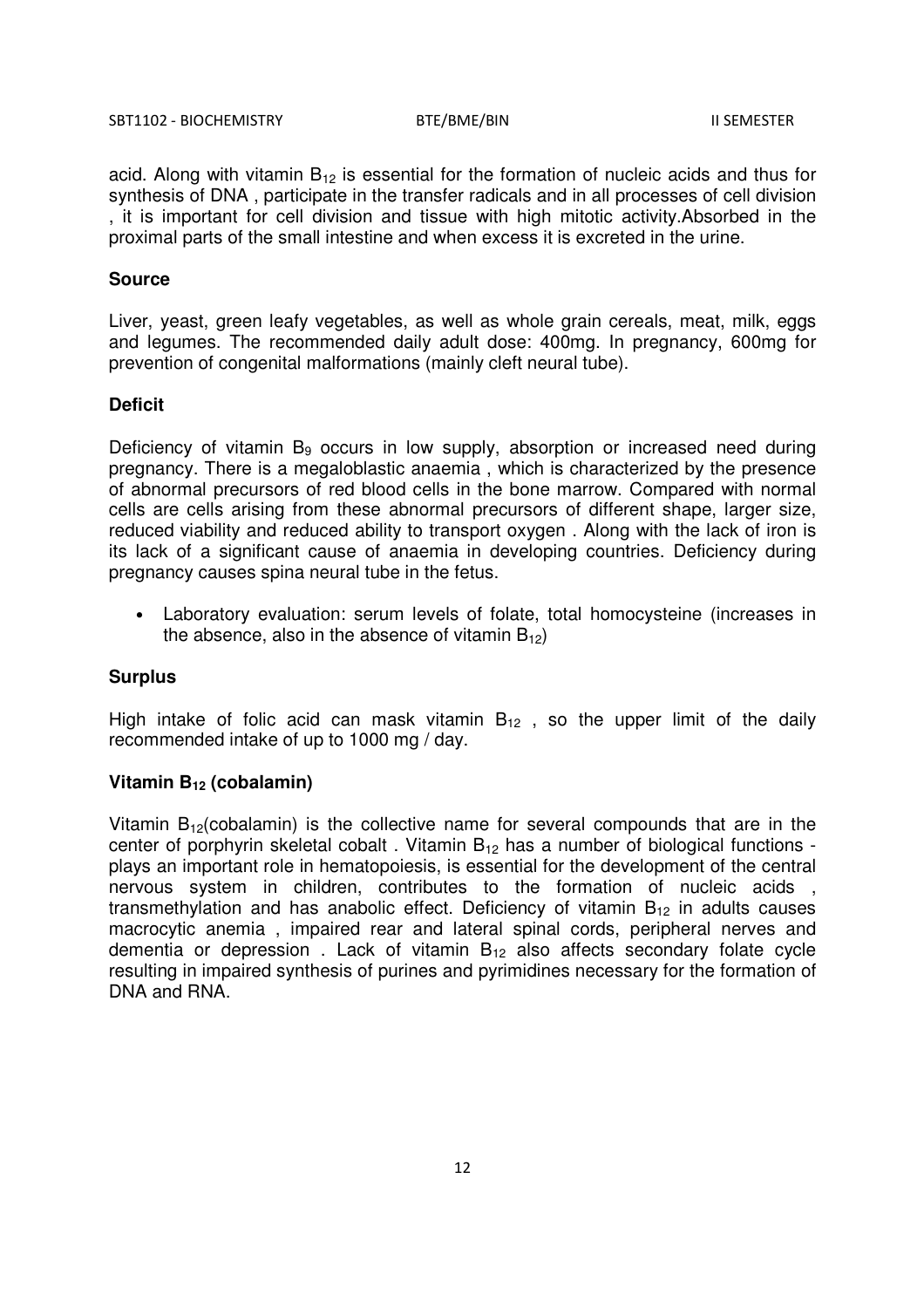acid. Along with vitamin $B_{12}$ is essential for the formation of nucleic acids and thus for synthesis of DNA , participate in the transfer radicals and in all processes of cell division , it is important for cell division and tissue with high mitotic activity.Absorbed in the proximal parts of the small intestine and when excess it is excreted in the urine.

**Source**

Liver, yeast, green leafy vegetables, as well as whole grain cereals, meat, milk, eggs and legumes. The recommended daily adult dose: 400mg. In pregnancy, 600mg for prevention of congenital malformations (mainly cleft neural tube).

**Deficit**

Deficiency of vitamin $B_9$ occurs in low supply, absorption or increased need during pregnancy. There is a megaloblastic anaemia , which is characterized by the presence of abnormal precursors of red blood cells in the bone marrow. Compared with normal cells are cells arising from these abnormal precursors of different shape, larger size, reduced viability and reduced ability to transport oxygen . Along with the lack of iron is its lack of a significant cause of anaemia in developing countries. Deficiency during pregnancy causes spina neural tube in the fetus.

- Laboratory evaluation: serum levels of folate, total homocysteine (increases in the absence, also in the absence of vitamin $B_{12}$)

**Surplus**

High intake of folic acid can mask vitamin $B_{12}$ , so the upper limit of the daily recommended intake of up to 1000 mg / day.

**Vitamin $B_{12}$ (cobalamin)**

Vitamin $B_{12}$(cobalamin) is the collective name for several compounds that are in the center of porphyrin skeletal cobalt . Vitamin $B_{12}$ has a number of biological functions - plays an important role in hematopoiesis, is essential for the development of the central nervous system in children, contributes to the formation of nucleic acids , transmethylation and has anabolic effect. Deficiency of vitamin $B_{12}$ in adults causes macrocytic anemia , impaired rear and lateral spinal cords, peripheral nerves and dementia or depression . Lack of vitamin $B_{12}$ also affects secondary folate cycle resulting in impaired synthesis of purines and pyrimidines necessary for the formation of DNA and RNA.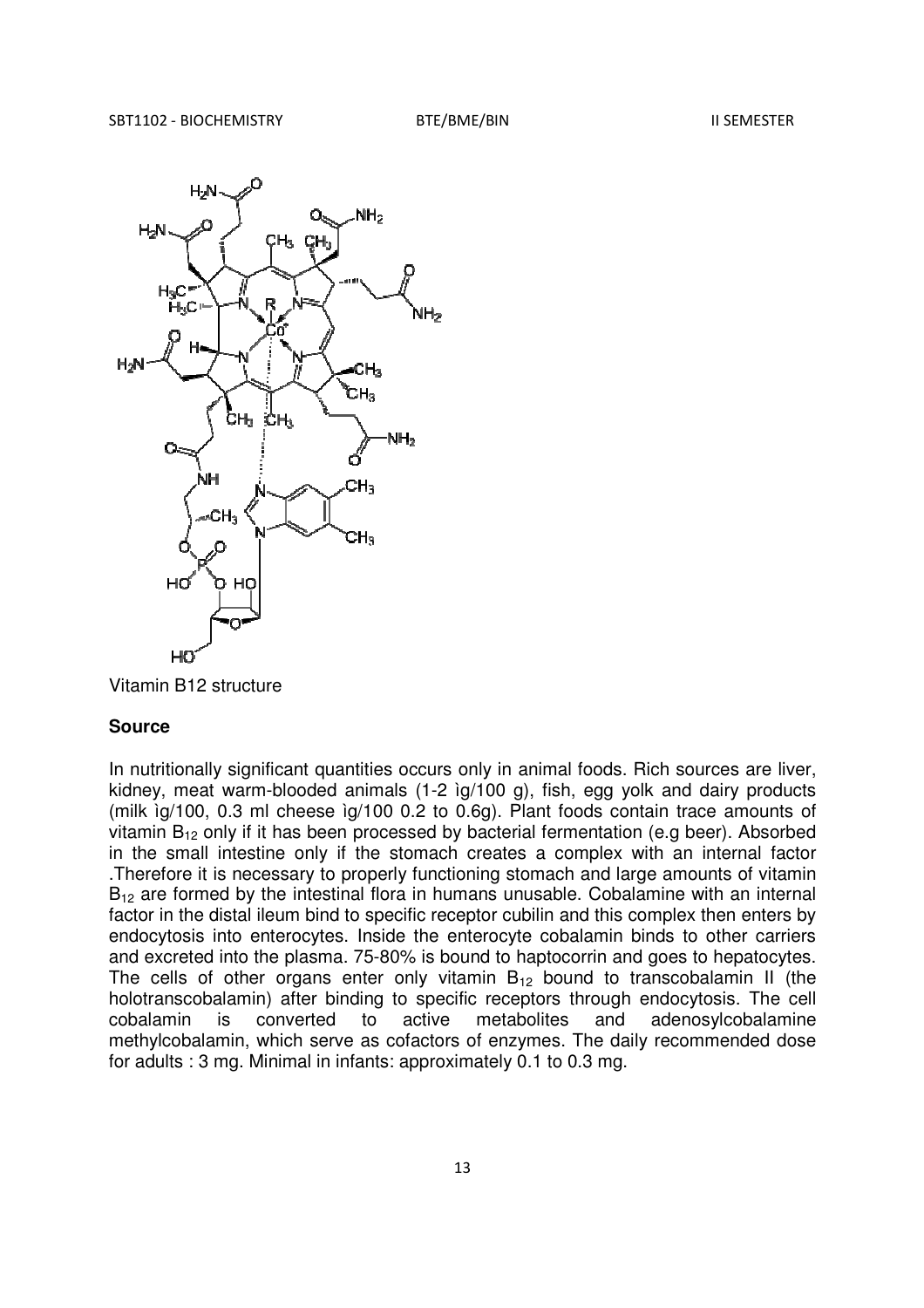Vitamin B12 structure

**Source**

In nutritionally significant quantities occurs only in animal foods. Rich sources are liver, kidney, meat warm-blooded animals (1-2 ìg/100 g), fish, egg yolk and dairy products (milk ìg/100, 0.3 ml cheese ìg/100 0.2 to 0.6g). Plant foods contain trace amounts of vitamin $B_{12}$ only if it has been processed by bacterial fermentation (e.g beer). Absorbed in the small intestine only if the stomach creates a complex with an internal factor .Therefore it is necessary to properly functioning stomach and large amounts of vitamin $B_{12}$ are formed by the intestinal flora in humans unusable. Cobalamine with an internal factor in the distal ileum bind to specific receptor cubilin and this complex then enters by endocytosis into enterocytes. Inside the enterocyte cobalamin binds to other carriers and excreted into the plasma. 75-80% is bound to haptocorrin and goes to hepatocytes. The cells of other organs enter only vitamin $B_{12}$ bound to transcobalamin II (the holotranscobalamin) after binding to specific receptors through endocytosis. The cell cobalamin is converted to active metabolites and adenosylcobalamine methylcobalamin, which serve as cofactors of enzymes. The daily recommended dose for adults : 3 mg. Minimal in infants: approximately 0.1 to 0.3 mg.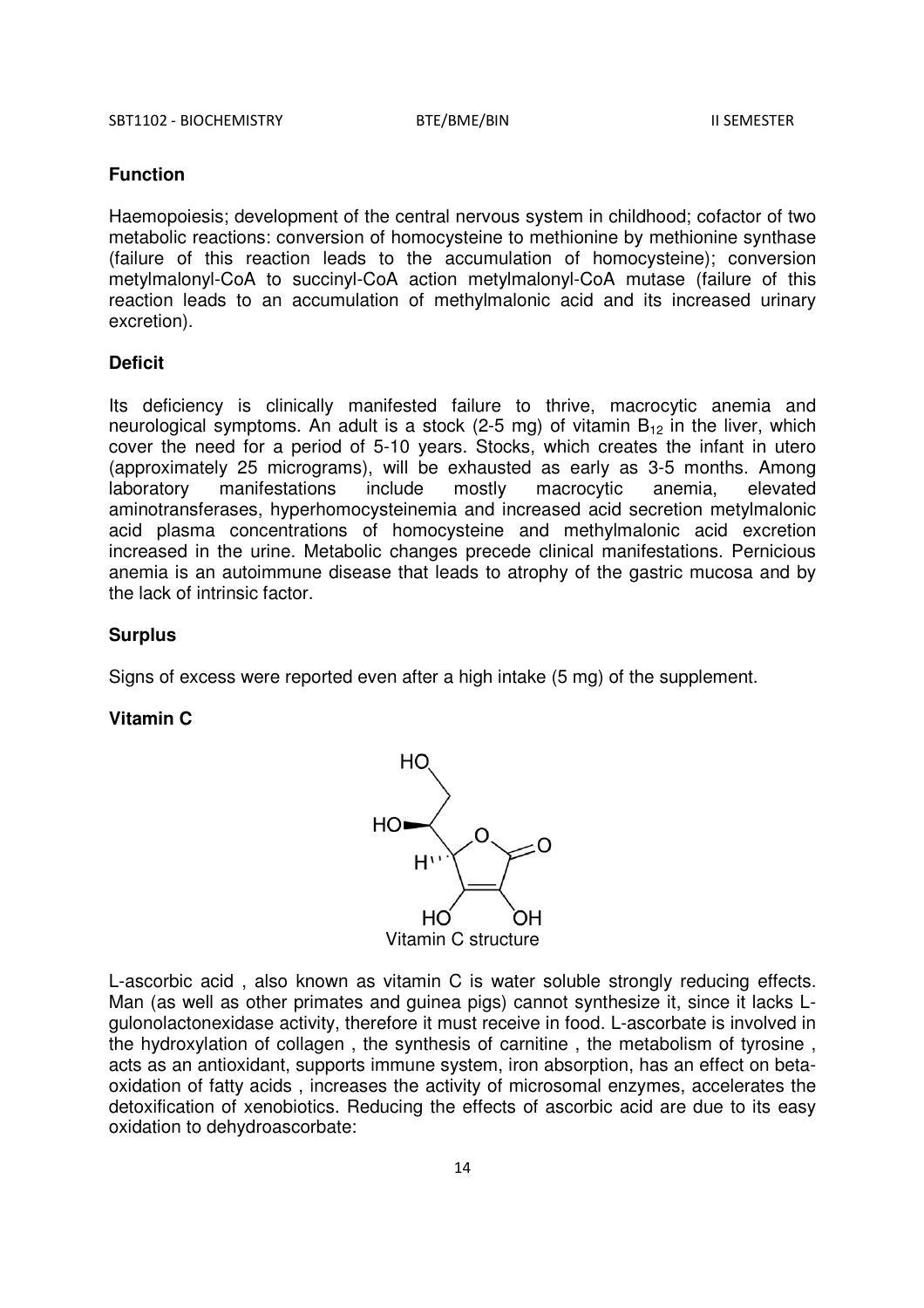### Function

Haemopoiesis; development of the central nervous system in childhood; cofactor of two metabolic reactions: conversion of homocysteine to methionine by methionine synthase (failure of this reaction leads to the accumulation of homocysteine); conversion metylmalonyl-CoA to succinyl-CoA action metylmalonyl-CoA mutase (failure of this reaction leads to an accumulation of methylmalonic acid and its increased urinary excretion).

### Deficit

Its deficiency is clinically manifested failure to thrive, macrocytic anemia and neurological symptoms. An adult is a stock (2-5 mg) of vitamin $B_{12}$ in the liver, which cover the need for a period of 5-10 years. Stocks, which creates the infant in utero (approximately 25 micrograms), will be exhausted as early as 3-5 months. Among laboratory manifestations include mostly macrocytic anemia, elevated aminotransferases, hyperhomocysteinemia and increased acid secretion metylmalonic acid plasma concentrations of homocysteine and methylmalonic acid excretion increased in the urine. Metabolic changes precede clinical manifestations. Pernicious anemia is an autoimmune disease that leads to atrophy of the gastric mucosa and by the lack of intrinsic factor.

### Surplus

Signs of excess were reported even after a high intake (5 mg) of the supplement.

### Vitamin C

Vitamin C structure

L-ascorbic acid , also known as vitamin C is water soluble strongly reducing effects. Man (as well as other primates and guinea pigs) cannot synthesize it, since it lacks L-gulonolactonexidase activity, therefore it must receive in food. L-ascorbate is involved in the hydroxylation of collagen , the synthesis of carnitine , the metabolism of tyrosine , acts as an antioxidant, supports immune system, iron absorption, has an effect on beta-oxidation of fatty acids , increases the activity of microsomal enzymes, accelerates the detoxification of xenobiotics. Reducing the effects of ascorbic acid are due to its easy oxidation to dehydroascorbate: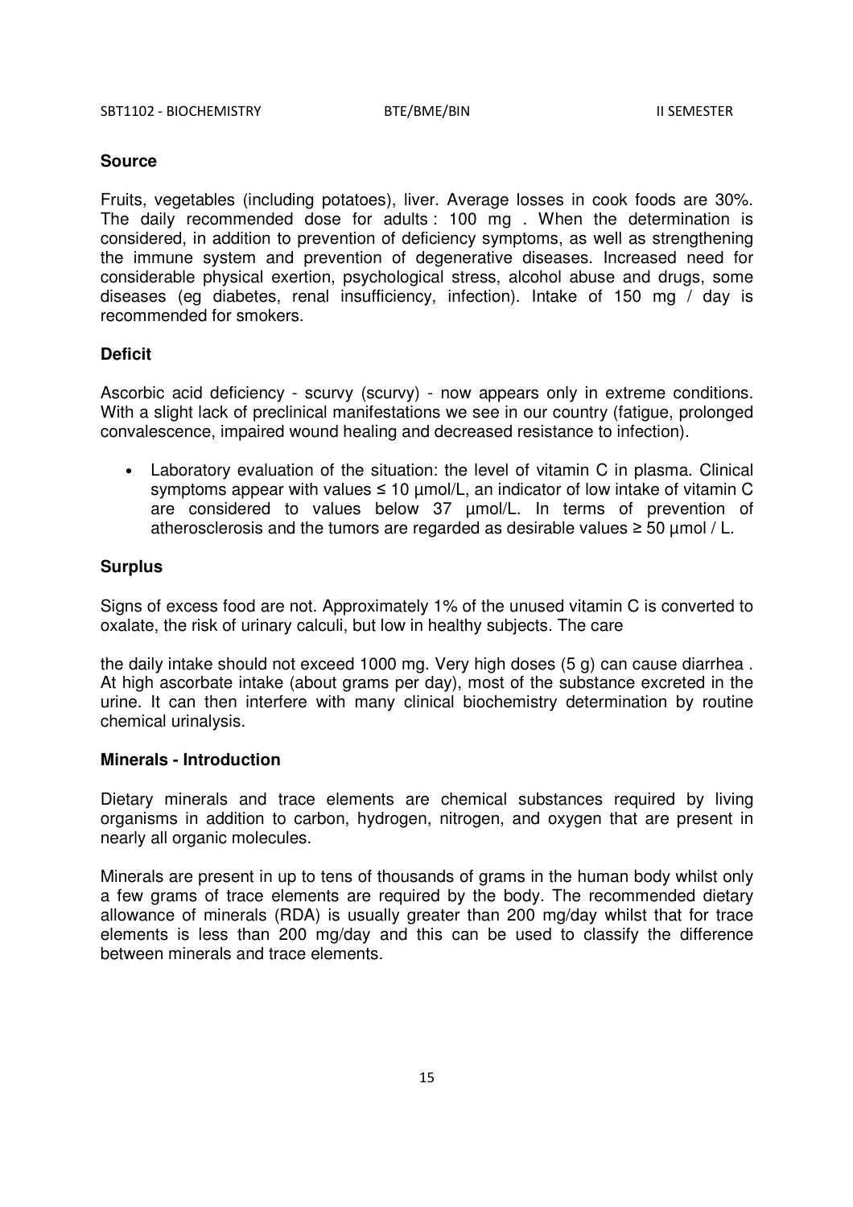**Source**

Fruits, vegetables (including potatoes), liver. Average losses in cook foods are 30%. The daily recommended dose for adults : 100 mg . When the determination is considered, in addition to prevention of deficiency symptoms, as well as strengthening the immune system and prevention of degenerative diseases. Increased need for considerable physical exertion, psychological stress, alcohol abuse and drugs, some diseases (eg diabetes, renal insufficiency, infection). Intake of 150 mg / day is recommended for smokers.

**Deficit**

Ascorbic acid deficiency - scurvy (scurvy) - now appears only in extreme conditions. With a slight lack of preclinical manifestations we see in our country (fatigue, prolonged convalescence, impaired wound healing and decreased resistance to infection).

- Laboratory evaluation of the situation: the level of vitamin C in plasma. Clinical symptoms appear with values ≤ 10 µmol/L, an indicator of low intake of vitamin C are considered to values below 37 µmol/L. In terms of prevention of atherosclerosis and the tumors are regarded as desirable values ≥ 50 µmol / L.

**Surplus**

Signs of excess food are not. Approximately 1% of the unused vitamin C is converted to oxalate, the risk of urinary calculi, but low in healthy subjects. The care

the daily intake should not exceed 1000 mg. Very high doses (5 g) can cause diarrhea . At high ascorbate intake (about grams per day), most of the substance excreted in the urine. It can then interfere with many clinical biochemistry determination by routine chemical urinalysis.

**Minerals - Introduction**

Dietary minerals and trace elements are chemical substances required by living organisms in addition to carbon, hydrogen, nitrogen, and oxygen that are present in nearly all organic molecules.

Minerals are present in up to tens of thousands of grams in the human body whilst only a few grams of trace elements are required by the body. The recommended dietary allowance of minerals (RDA) is usually greater than 200 mg/day whilst that for trace elements is less than 200 mg/day and this can be used to classify the difference between minerals and trace elements.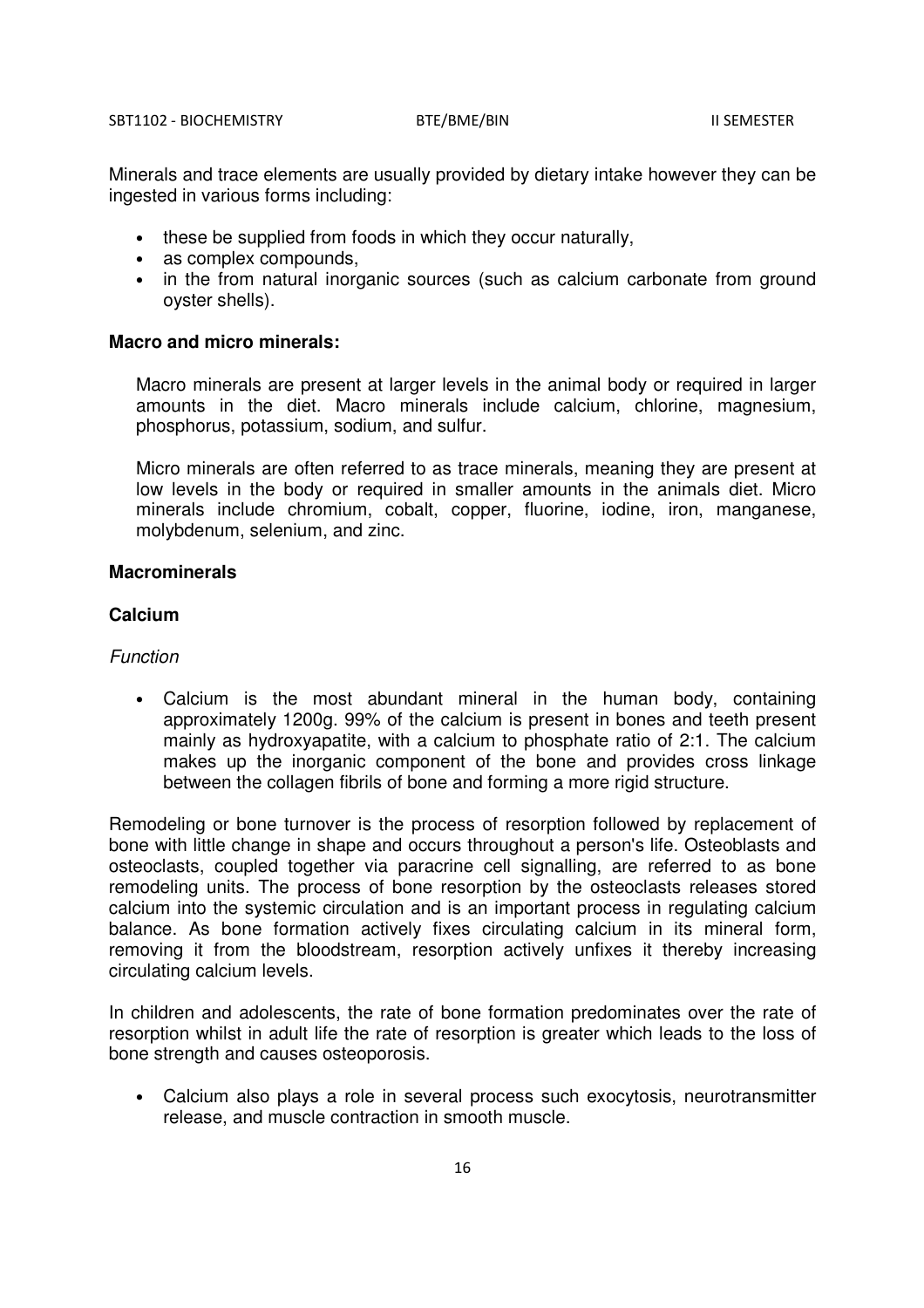Minerals and trace elements are usually provided by dietary intake however they can be ingested in various forms including:

- these be supplied from foods in which they occur naturally,
- as complex compounds,
- in the from natural inorganic sources (such as calcium carbonate from ground oyster shells).

**Macro and micro minerals:**

Macro minerals are present at larger levels in the animal body or required in larger amounts in the diet. Macro minerals include calcium, chlorine, magnesium, phosphorus, potassium, sodium, and sulfur.

Micro minerals are often referred to as trace minerals, meaning they are present at low levels in the body or required in smaller amounts in the animals diet. Micro minerals include chromium, cobalt, copper, fluorine, iodine, iron, manganese, molybdenum, selenium, and zinc.

**Macrominerals**

**Calcium**

*Function*

- Calcium is the most abundant mineral in the human body, containing approximately 1200g. 99% of the calcium is present in bones and teeth present mainly as hydroxyapatite, with a calcium to phosphate ratio of 2:1. The calcium makes up the inorganic component of the bone and provides cross linkage between the collagen fibrils of bone and forming a more rigid structure.

Remodeling or bone turnover is the process of resorption followed by replacement of bone with little change in shape and occurs throughout a person's life. Osteoblasts and osteoclasts, coupled together via paracrine cell signalling, are referred to as bone remodeling units. The process of bone resorption by the osteoclasts releases stored calcium into the systemic circulation and is an important process in regulating calcium balance. As bone formation actively fixes circulating calcium in its mineral form, removing it from the bloodstream, resorption actively unfixes it thereby increasing circulating calcium levels.

In children and adolescents, the rate of bone formation predominates over the rate of resorption whilst in adult life the rate of resorption is greater which leads to the loss of bone strength and causes osteoporosis.

- Calcium also plays a role in several process such exocytosis, neurotransmitter release, and muscle contraction in smooth muscle.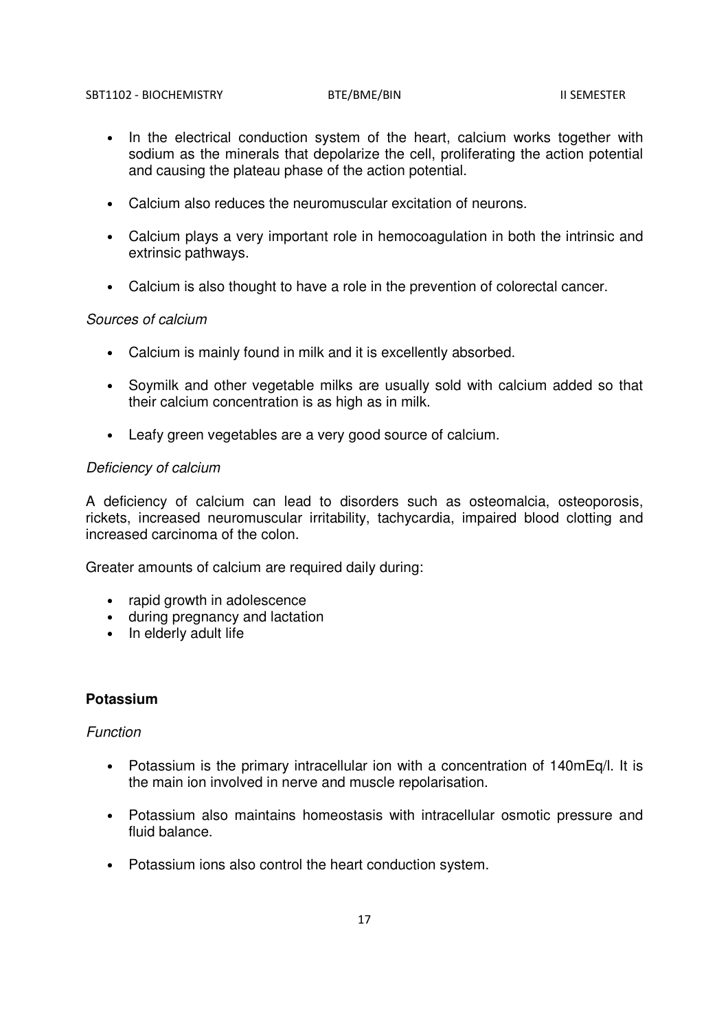- In the electrical conduction system of the heart, calcium works together with sodium as the minerals that depolarize the cell, proliferating the action potential and causing the plateau phase of the action potential.

- Calcium also reduces the neuromuscular excitation of neurons.

- Calcium plays a very important role in hemocoagulation in both the intrinsic and extrinsic pathways.

- Calcium is also thought to have a role in the prevention of colorectal cancer.

*Sources of calcium*

- Calcium is mainly found in milk and it is excellently absorbed.

- Soymilk and other vegetable milks are usually sold with calcium added so that their calcium concentration is as high as in milk.

- Leafy green vegetables are a very good source of calcium.

*Deficiency of calcium*

A deficiency of calcium can lead to disorders such as osteomalcia, osteoporosis, rickets, increased neuromuscular irritability, tachycardia, impaired blood clotting and increased carcinoma of the colon.

Greater amounts of calcium are required daily during:

- rapid growth in adolescence
- during pregnancy and lactation
- In elderly adult life

**Potassium**

*Function*

- Potassium is the primary intracellular ion with a concentration of 140mEq/l. It is the main ion involved in nerve and muscle repolarisation.

- Potassium also maintains homeostasis with intracellular osmotic pressure and fluid balance.

- Potassium ions also control the heart conduction system.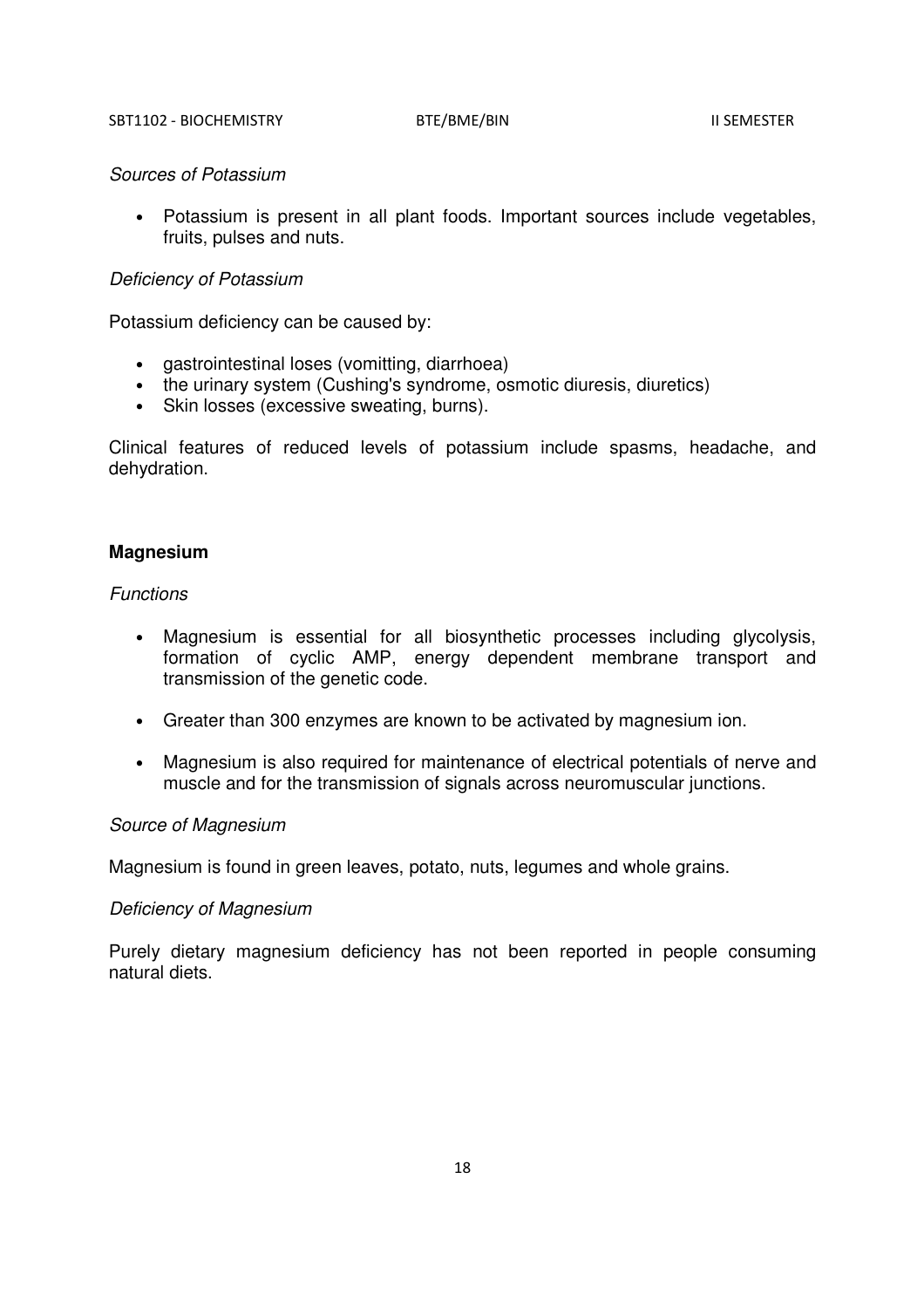*Sources of Potassium*

- Potassium is present in all plant foods. Important sources include vegetables, fruits, pulses and nuts.

*Deficiency of Potassium*

Potassium deficiency can be caused by:

- gastrointestinal loses (vomitting, diarrhoea)
- the urinary system (Cushing's syndrome, osmotic diuresis, diuretics)
- Skin losses (excessive sweating, burns).

Clinical features of reduced levels of potassium include spasms, headache, and dehydration.

**Magnesium**

*Functions*

- Magnesium is essential for all biosynthetic processes including glycolysis, formation of cyclic AMP, energy dependent membrane transport and transmission of the genetic code.

- Greater than 300 enzymes are known to be activated by magnesium ion.

- Magnesium is also required for maintenance of electrical potentials of nerve and muscle and for the transmission of signals across neuromuscular junctions.

*Source of Magnesium*

Magnesium is found in green leaves, potato, nuts, legumes and whole grains.

*Deficiency of Magnesium*

Purely dietary magnesium deficiency has not been reported in people consuming natural diets.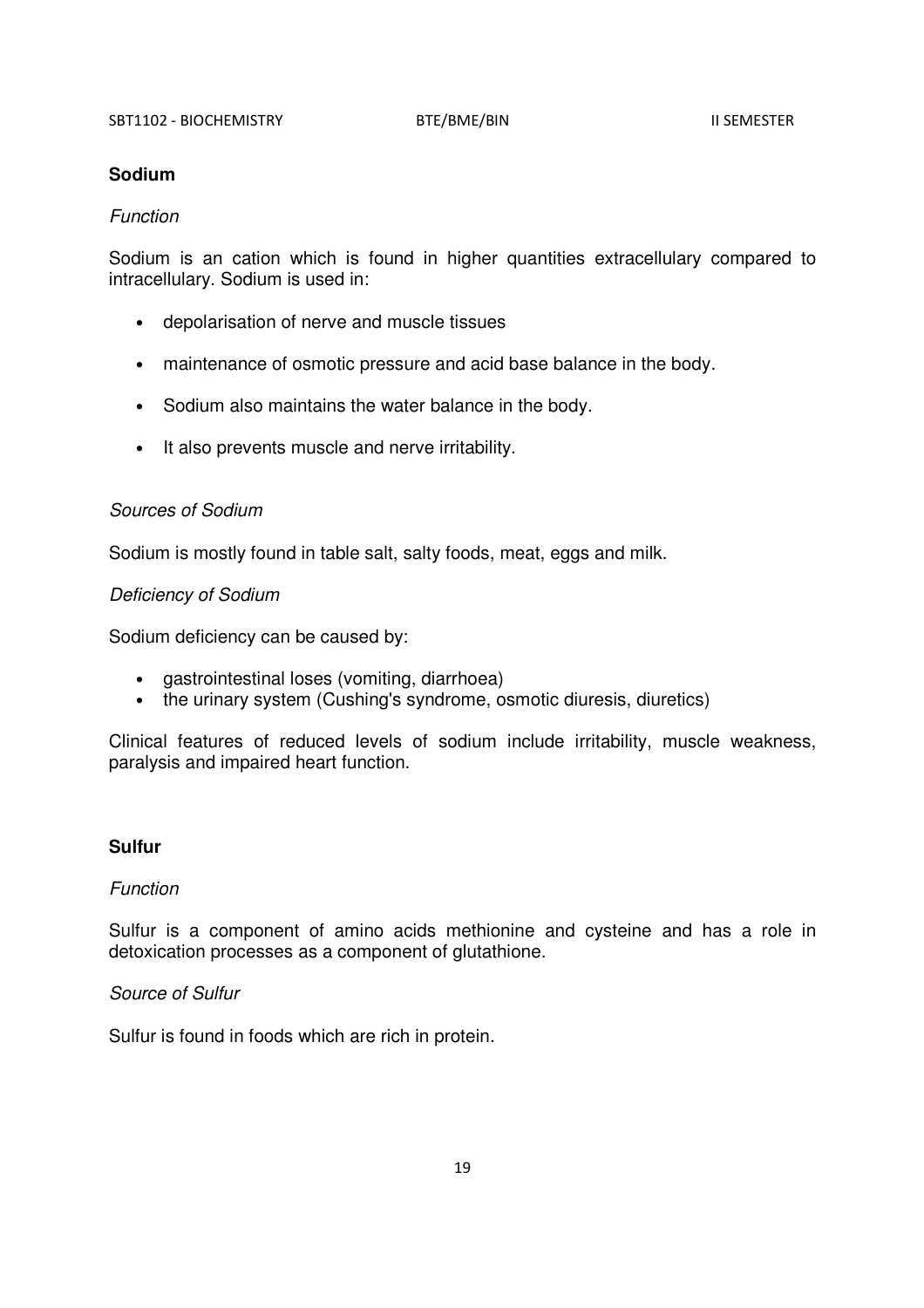**Sodium**

*Function*

Sodium is an cation which is found in higher quantities extracellulary compared to intracellulary. Sodium is used in:

- depolarisation of nerve and muscle tissues
- maintenance of osmotic pressure and acid base balance in the body.
- Sodium also maintains the water balance in the body.
- It also prevents muscle and nerve irritability.

*Sources of Sodium*

Sodium is mostly found in table salt, salty foods, meat, eggs and milk.

*Deficiency of Sodium*

Sodium deficiency can be caused by:

- gastrointestinal loses (vomiting, diarrhoea)
- the urinary system (Cushing's syndrome, osmotic diuresis, diuretics)

Clinical features of reduced levels of sodium include irritability, muscle weakness, paralysis and impaired heart function.

**Sulfur**

*Function*

Sulfur is a component of amino acids methionine and cysteine and has a role in detoxication processes as a component of glutathione.

*Source of Sulfur*

Sulfur is found in foods which are rich in protein.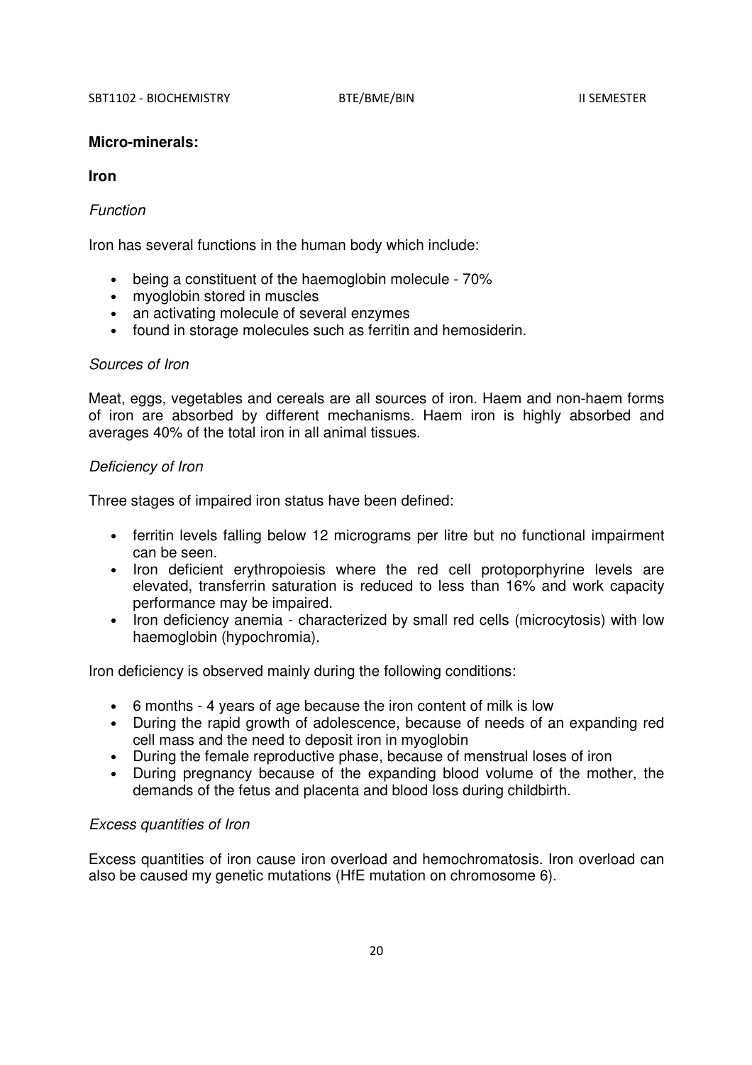**Micro-minerals:**

**Iron**

*Function*

Iron has several functions in the human body which include:

- being a constituent of the haemoglobin molecule - 70%
- myoglobin stored in muscles
- an activating molecule of several enzymes
- found in storage molecules such as ferritin and hemosiderin.

*Sources of Iron*

Meat, eggs, vegetables and cereals are all sources of iron. Haem and non-haem forms of iron are absorbed by different mechanisms. Haem iron is highly absorbed and averages 40% of the total iron in all animal tissues.

*Deficiency of Iron*

Three stages of impaired iron status have been defined:

- ferritin levels falling below 12 micrograms per litre but no functional impairment can be seen.
- Iron deficient erythropoiesis where the red cell protoporphyrine levels are elevated, transferrin saturation is reduced to less than 16% and work capacity performance may be impaired.
- Iron deficiency anemia - characterized by small red cells (microcytosis) with low haemoglobin (hypochromia).

Iron deficiency is observed mainly during the following conditions:

- 6 months - 4 years of age because the iron content of milk is low
- During the rapid growth of adolescence, because of needs of an expanding red cell mass and the need to deposit iron in myoglobin
- During the female reproductive phase, because of menstrual loses of iron
- During pregnancy because of the expanding blood volume of the mother, the demands of the fetus and placenta and blood loss during childbirth.

*Excess quantities of Iron*

Excess quantities of iron cause iron overload and hemochromatosis. Iron overload can also be caused my genetic mutations (HfE mutation on chromosome 6).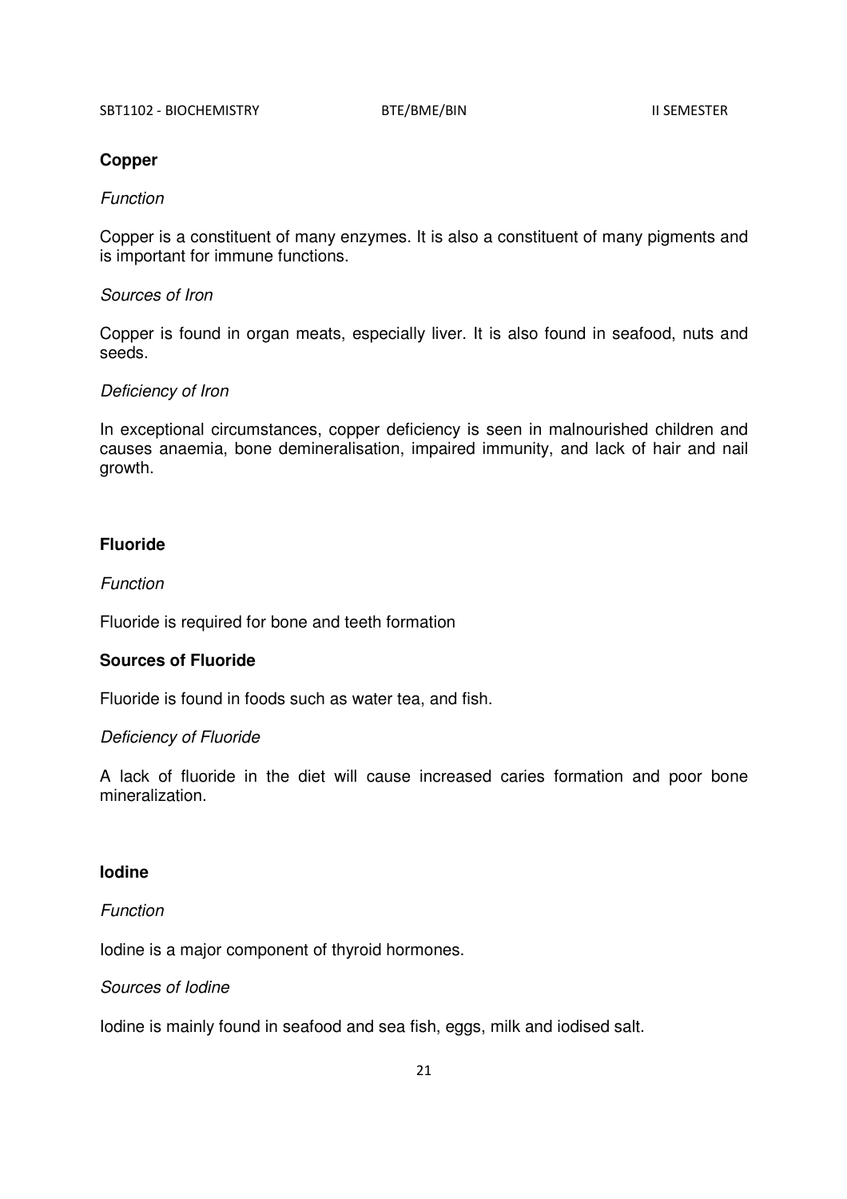**Copper**

*Function*

Copper is a constituent of many enzymes. It is also a constituent of many pigments and is important for immune functions.

*Sources of Iron*

Copper is found in organ meats, especially liver. It is also found in seafood, nuts and seeds.

*Deficiency of Iron*

In exceptional circumstances, copper deficiency is seen in malnourished children and causes anaemia, bone demineralisation, impaired immunity, and lack of hair and nail growth.

**Fluoride**

*Function*

Fluoride is required for bone and teeth formation

**Sources of Fluoride**

Fluoride is found in foods such as water tea, and fish.

*Deficiency of Fluoride*

A lack of fluoride in the diet will cause increased caries formation and poor bone mineralization.

**Iodine**

*Function*

Iodine is a major component of thyroid hormones.

*Sources of Iodine*

Iodine is mainly found in seafood and sea fish, eggs, milk and iodised salt.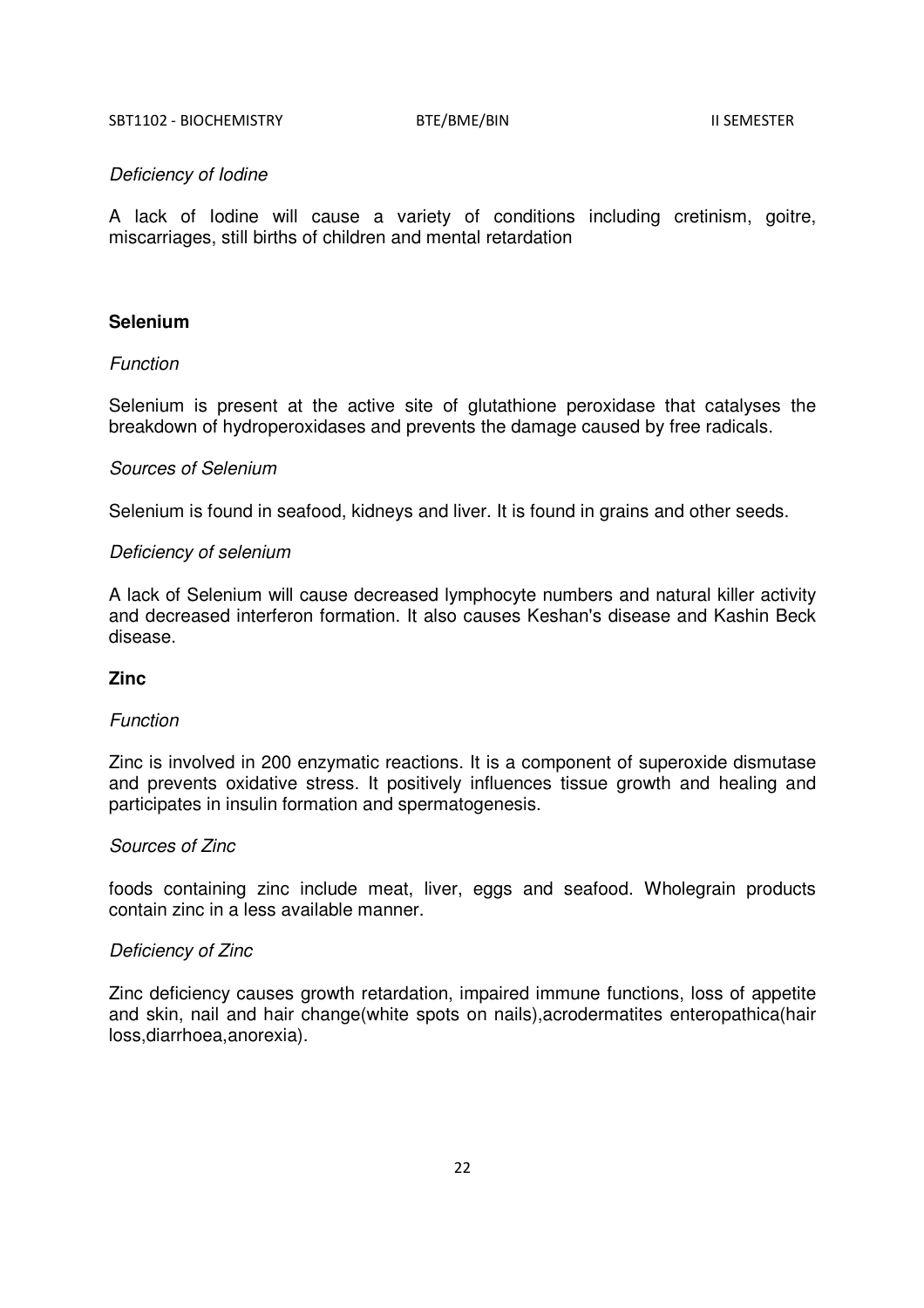*Deficiency of Iodine*

A lack of Iodine will cause a variety of conditions including cretinism, goitre, miscarriages, still births of children and mental retardation

**Selenium**

*Function*

Selenium is present at the active site of glutathione peroxidase that catalyses the breakdown of hydroperoxidases and prevents the damage caused by free radicals.

*Sources of Selenium*

Selenium is found in seafood, kidneys and liver. It is found in grains and other seeds.

*Deficiency of selenium*

A lack of Selenium will cause decreased lymphocyte numbers and natural killer activity and decreased interferon formation. It also causes Keshan's disease and Kashin Beck disease.

**Zinc**

*Function*

Zinc is involved in 200 enzymatic reactions. It is a component of superoxide dismutase and prevents oxidative stress. It positively influences tissue growth and healing and participates in insulin formation and spermatogenesis.

*Sources of Zinc*

foods containing zinc include meat, liver, eggs and seafood. Wholegrain products contain zinc in a less available manner.

*Deficiency of Zinc*

Zinc deficiency causes growth retardation, impaired immune functions, loss of appetite and skin, nail and hair change(white spots on nails),acrodermatites enteropathica(hair loss,diarrhoea,anorexia).